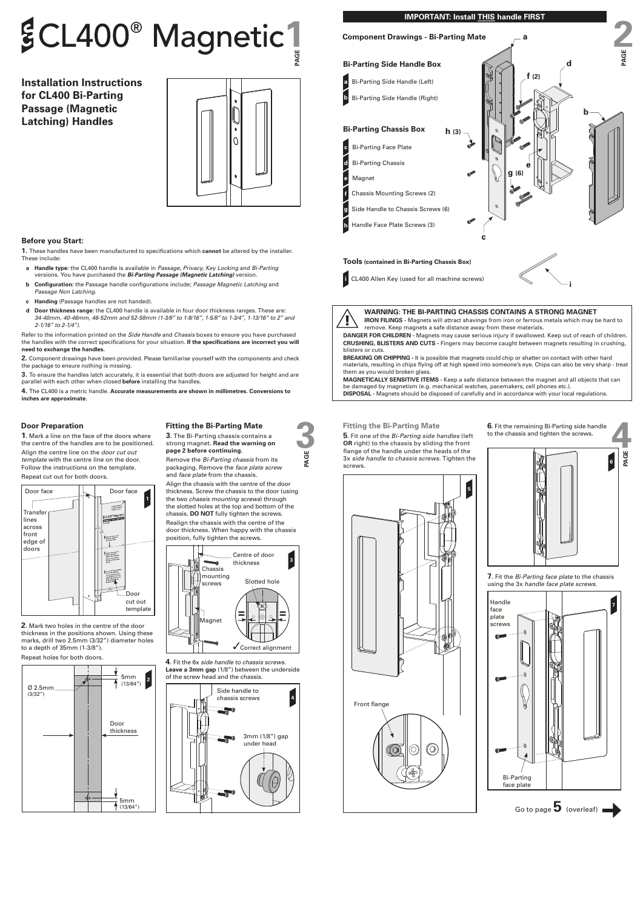# CL400® Magnetic

## Installation Instructions for CL400 Bi-Parting Passage (Magnetic Latching) Handles

### Before you Start:

**1.** These handles have been manufactured to specifications which **cannot** be altered by the installer. These include:

- **a Handle type**: the CL400 handle is available in *Passage, Privacy, Key Locking* and *Bi-Parting* versions. You have purchased the ***Bi-Parting Passage (Magnetic Latching)*** version.
- **b Configuration**: the Passage handle configurations include; *Passage Magnetic Latching* and *Passage Non Latching.*
- **c Handing** (Passage handles are not handed).
- **d Door thickness range**: the CL400 handle is available in four door thickness ranges. These are: *34-40mm, 40-46mm, 46-52mm and 52-58mm (1-3/8" to 1-9/16", 1-5/8" to 1-3/4", 1-13/16" to 2" and 2-1/16" to 2-1/4").*

Refer to the information printed on the *Side Handle* and *Chassis* boxes to ensure you have purchased the handles with the correct specifications for your situation. **If the specifications are incorrect you will need to exchange the handles.**

**2.** Component drawings have been provided. Please familiarise yourself with the components and check the package to ensure nothing is missing.

**3.** To ensure the handles latch accurately, it is essential that both doors are adjusted for height and are parallel with each other when closed **before** installing the handles.

**4.** The CL400 is a metric handle. **Accurate measurements are shown in millimetres. Conversions to inches are approximate.**

## IMPORTANT: Install THIS handle FIRST

### Component Drawings - Bi-Parting Mate

**Bi-Parting Side Handle Box**

- **a** Bi-Parting Side Handle (Left)
- **b** Bi-Parting Side Handle (Right)

**Bi-Parting Chassis Box**

- **c** Bi-Parting Face Plate
- **d** Bi-Parting Chassis
- **e** Magnet
- **f** Chassis Mounting Screws (2)
- **g** Side Handle to Chassis Screws (6)
- **h** Handle Face Plate Screws (3)

**Tools (contained in Bi-Parting Chassis Box)**

- **i** CL400 Allen Key (used for all machine screws)

**WARNING: THE BI-PARTING CHASSIS CONTAINS A STRONG MAGNET**

**IRON FILINGS** - Magnets will attract shavings from iron or ferrous metals which may be hard to remove. Keep magnets a safe distance away from these materials.

**DANGER FOR CHILDREN** - Magnets may cause serious injury if swallowed. Keep out of reach of children.

**CRUSHING, BLISTERS AND CUTS** - Fingers may become caught between magnets resulting in crushing, blisters or cuts.

**BREAKING OR CHIPPING** - It is possible that magnets could chip or shatter on contact with other hard materials, resulting in chips flying off at high speed into someone's eye. Chips can also be very sharp - treat them as you would broken glass.

**MAGNETICALLY SENSITIVE ITEMS** - Keep a safe distance between the magnet and all objects that can be damaged by magnetism (e.g. mechanical watches, pacemakers, cell phones etc.).

**DISPOSAL** - Magnets should be disposed of carefully and in accordance with your local regulations.

### Door Preparation

**1.** Mark a line on the face of the doors where the centre of the handles are to be positioned. Align the centre line on the *door cut out template* with the centre line on the door. Follow the instructions on the template. Repeat cut out for both doors.

Door face · Door face · Transfer lines across front edge of doors · Door cut out template

**2.** Mark two holes in the centre of the door thickness in the positions shown. Using these marks, drill two 2.5mm (3/32") diameter holes to a depth of 35mm (1-3/8"). Repeat holes for both doors.

Ø 2.5mm (3/32") · 5mm (13/64") · Door thickness · 5mm (13/64")

### Fitting the Bi-Parting Mate

**3.** The Bi-Parting chassis contains a strong magnet. **Read the warning on page 2 before continuing.**

Remove the *Bi-Parting chassis* from its packaging. Remove the *face plate screw* and *face plate* from the chassis.

Align the chassis with the centre of the door thickness. Screw the chassis to the door (using the two *chassis mounting screws*) through the slotted holes at the top and bottom of the chassis. **DO NOT** fully tighten the screws.

Realign the chassis with the centre of the door thickness. When happy with the chassis position, fully tighten the screws.

Centre of door thickness · Chassis mounting screws · Slotted hole · Magnet · ✓Correct alignment

**4.** Fit the 6x *side handle to chassis screws*. **Leave a 3mm gap** (1/8") between the underside of the screw head and the chassis.

Side handle to chassis screws · 3mm (1/8") gap under head

### Fitting the Bi-Parting Mate

**5.** Fit one of the *Bi-Parting side handles* (left **OR** right) to the chassis by sliding the front flange of the handle under the heads of the 3x *side handle to chassis screws*. Tighten the screws.

Front flange

**6.** Fit the remaining Bi-Parting side handle to the chassis and tighten the screws.

**7.** Fit the *Bi-Parting face plate* to the chassis using the 3x *handle face plate screws.*

Handle face plate screws · Bi-Parting face plate

Go to page **5** (overleaf)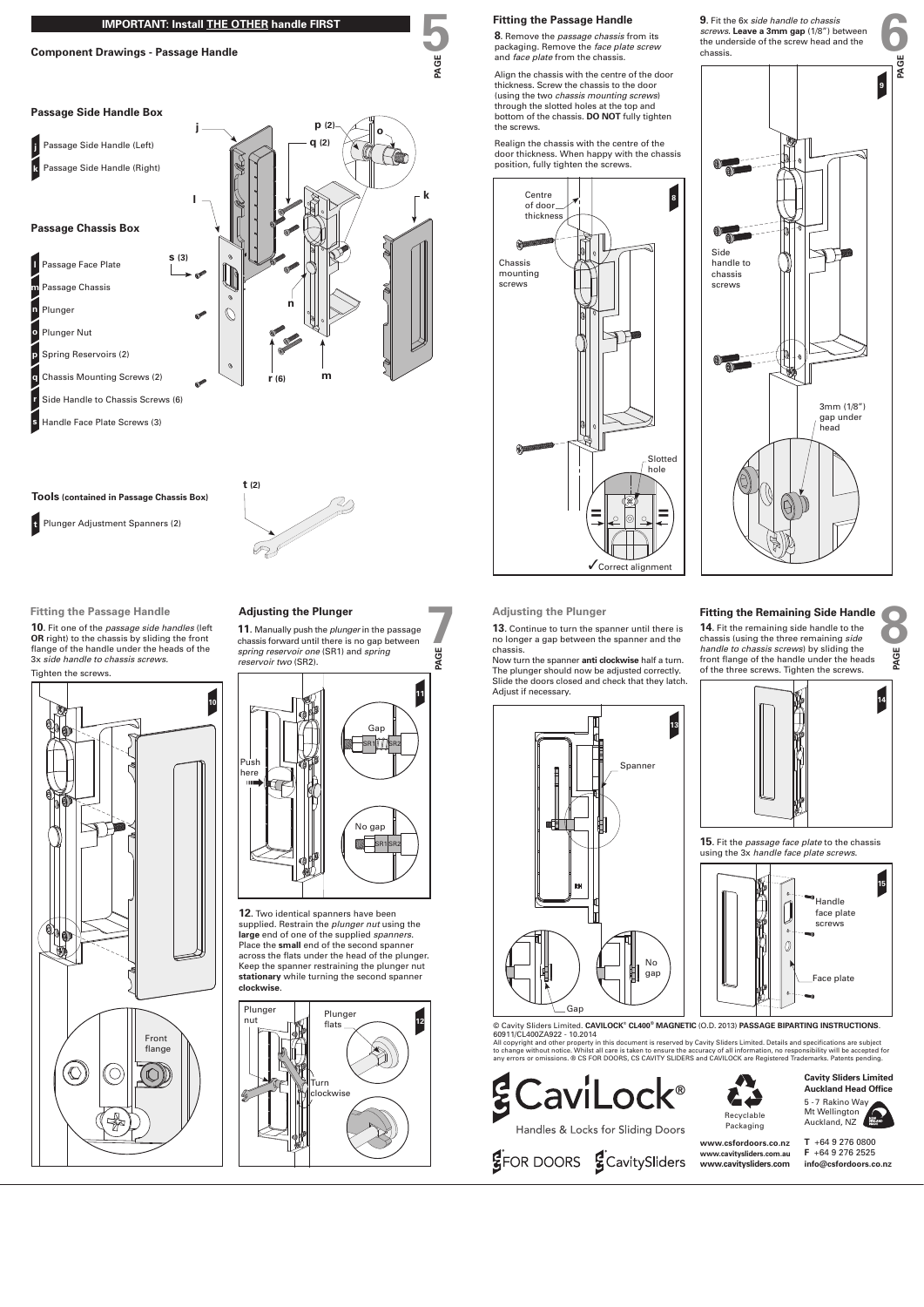## IMPORTANT: Install THE OTHER handle FIRST

### Component Drawings - Passage Handle

#### Passage Side Handle Box

- **j** Passage Side Handle (Left)
- **k** Passage Side Handle (Right)

#### Passage Chassis Box

- **l** Passage Face Plate
- **m** Passage Chassis
- **n** Plunger
- **o** Plunger Nut
- **p** Spring Reservoirs (2)
- **q** Chassis Mounting Screws (2)
- **r** Side Handle to Chassis Screws (6)
- **s** Handle Face Plate Screws (3)

#### Tools (contained in Passage Chassis Box)

- **t** Plunger Adjustment Spanners (2)

j
p (2)
o
q (2)
k
l
s (3)
n
r (6)
m
t (2)

### Fitting the Passage Handle

**8**. Remove the *passage chassis* from its packaging. Remove the *face plate screw* and *face plate* from the chassis.

Align the chassis with the centre of the door thickness. Screw the chassis to the door (using the two *chassis mounting screws*) through the slotted holes at the top and bottom of the chassis. **DO NOT** fully tighten the screws.

Realign the chassis with the centre of the door thickness. When happy with the chassis position, fully tighten the screws.

Centre of door thickness
Chassis mounting screws
Slotted hole
✓Correct alignment

**9**. Fit the 6x *side handle to chassis screws*. **Leave a 3mm gap** (1/8") between the underside of the screw head and the chassis.

Side handle to chassis screws
3mm (1/8") gap under head

### Fitting the Passage Handle

**10**. Fit one of the *passage side handles* (left **OR** right) to the chassis by sliding the front flange of the handle under the heads of the 3x *side handle to chassis screws*.

Tighten the screws.

Front flange

### Adjusting the Plunger

**11**. Manually push the *plunger* in the passage chassis forward until there is no gap between *spring reservoir one* (SR1) and *spring reservoir two* (SR2).

Push here
Gap
SR1 SR2
No gap
SR1 SR2

**12**. Two identical spanners have been supplied. Restrain the *plunger nut* using the **large** end of one of the supplied *spanners*. Place the **small** end of the second spanner across the flats under the head of the plunger. Keep the spanner restraining the plunger nut **stationary** while turning the second spanner **clockwise**.

Plunger nut
Plunger flats
Turn clockwise

### Adjusting the Plunger

**13**. Continue to turn the spanner until there is no longer a gap between the spanner and the chassis.

Now turn the spanner **anti clockwise** half a turn. The plunger should now be adjusted correctly. Slide the doors closed and check that they latch. Adjust if necessary.

Spanner
No gap
Gap

### Fitting the Remaining Side Handle

**14**. Fit the remaining side handle to the chassis (using the three remaining *side handle to chassis screws*) by sliding the front flange of the handle under the heads of the three screws. Tighten the screws.

**15**. Fit the *passage face plate* to the chassis using the 3x *handle face plate screws*.

Handle face plate screws
Face plate

© Cavity Sliders Limited. **CAVILOCK® CL400® MAGNETIC** (O.D. 2013) **PASSAGE BIPARTING INSTRUCTIONS**. 60911/CL400ZA922 - 10.2014

All copyright and other property in this document is reserved by Cavity Sliders Limited. Details and specifications are subject to change without notice. Whilst all care is taken to ensure the accuracy of all information, no responsibility will be accepted for any errors or omissions. ® CS FOR DOORS, CS CAVITY SLIDERS and CAVILOCK are Registered Trademarks. Patents pending.

CaviLock® Handles & Locks for Sliding Doors

CS FOR DOORS CavitySliders

Recyclable Packaging

**Cavity Sliders Limited**
**Auckland Head Office**
5 -7 Rakino Way
Mt Wellington
Auckland, NZ

www.csfordoors.co.nz
www.cavitysliders.com.au
www.cavitysliders.com

**T** +64 9 276 0800
**F** +64 9 276 2525
info@csfordoors.co.nz